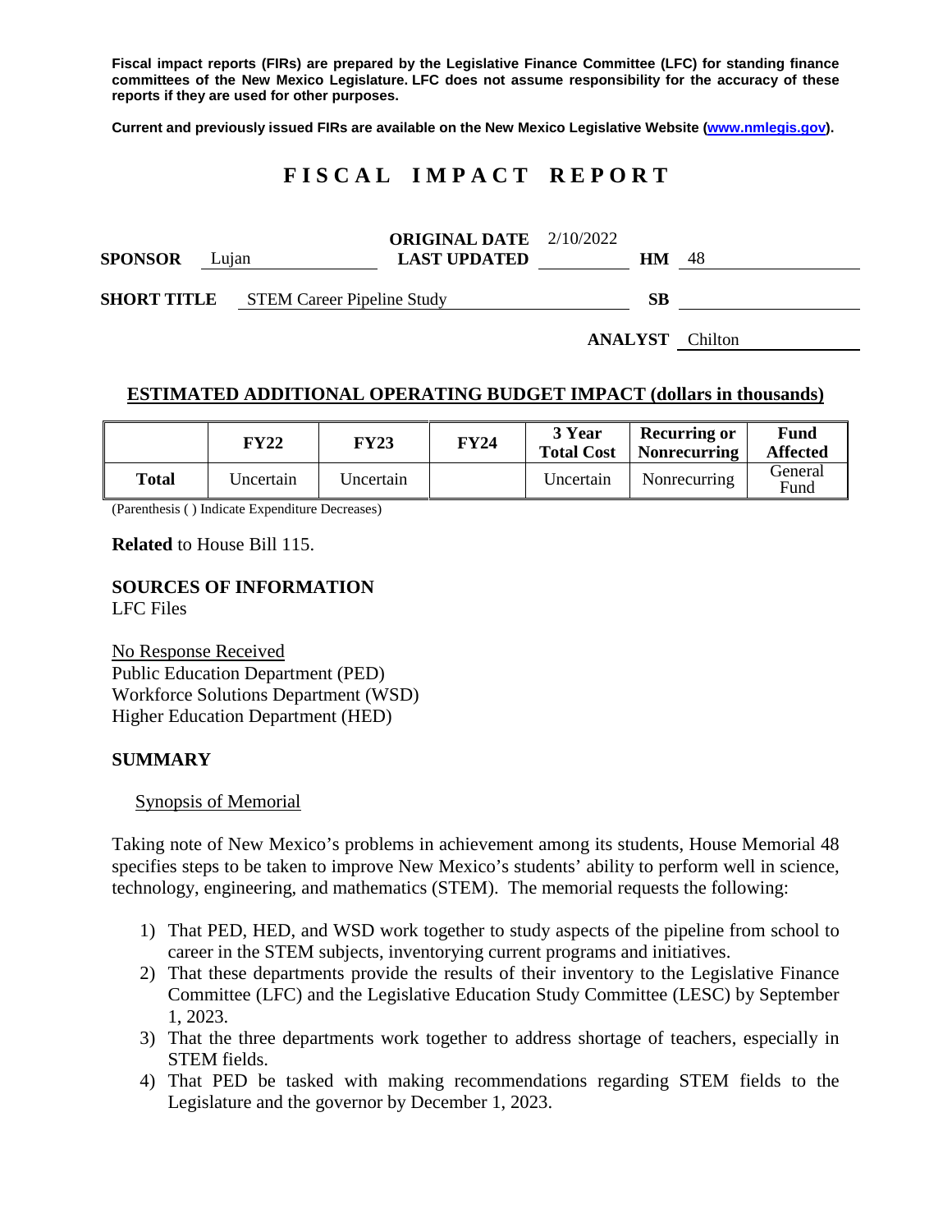Fiscal impact reports (FIRs) are prepared by the Legislative Finance Committee (LFC) for standing finance committees of the New Mexico Legislature. LFC does not assume responsibility for the accuracy of these reports if they are used for other purposes.

Current and previously issued FIRs are available on the New Mexico Legislative Website (www.nmlegis.gov).

# FISCAL IMPACT REPORT

**SPONSOR** Lujan **ORIGINAL DATE** 2/10/2022 **LAST UPDATED** **HM** 48

**SHORT TITLE** STEM Career Pipeline Study **SB**

**ANALYST** Chilton

## ESTIMATED ADDITIONAL OPERATING BUDGET IMPACT (dollars in thousands)

| | FY22 | FY23 | FY24 | 3 Year Total Cost | Recurring or Nonrecurring | Fund Affected |
|---|---|---|---|---|---|---|
| Total | Uncertain | Uncertain | | Uncertain | Nonrecurring | General Fund |

(Parenthesis ( ) Indicate Expenditure Decreases)

**Related** to House Bill 115.

**SOURCES OF INFORMATION**
LFC Files

No Response Received
Public Education Department (PED)
Workforce Solutions Department (WSD)
Higher Education Department (HED)

## SUMMARY

Synopsis of Memorial

Taking note of New Mexico's problems in achievement among its students, House Memorial 48 specifies steps to be taken to improve New Mexico's students' ability to perform well in science, technology, engineering, and mathematics (STEM). The memorial requests the following:

1) That PED, HED, and WSD work together to study aspects of the pipeline from school to career in the STEM subjects, inventorying current programs and initiatives.
2) That these departments provide the results of their inventory to the Legislative Finance Committee (LFC) and the Legislative Education Study Committee (LESC) by September 1, 2023.
3) That the three departments work together to address shortage of teachers, especially in STEM fields.
4) That PED be tasked with making recommendations regarding STEM fields to the Legislature and the governor by December 1, 2023.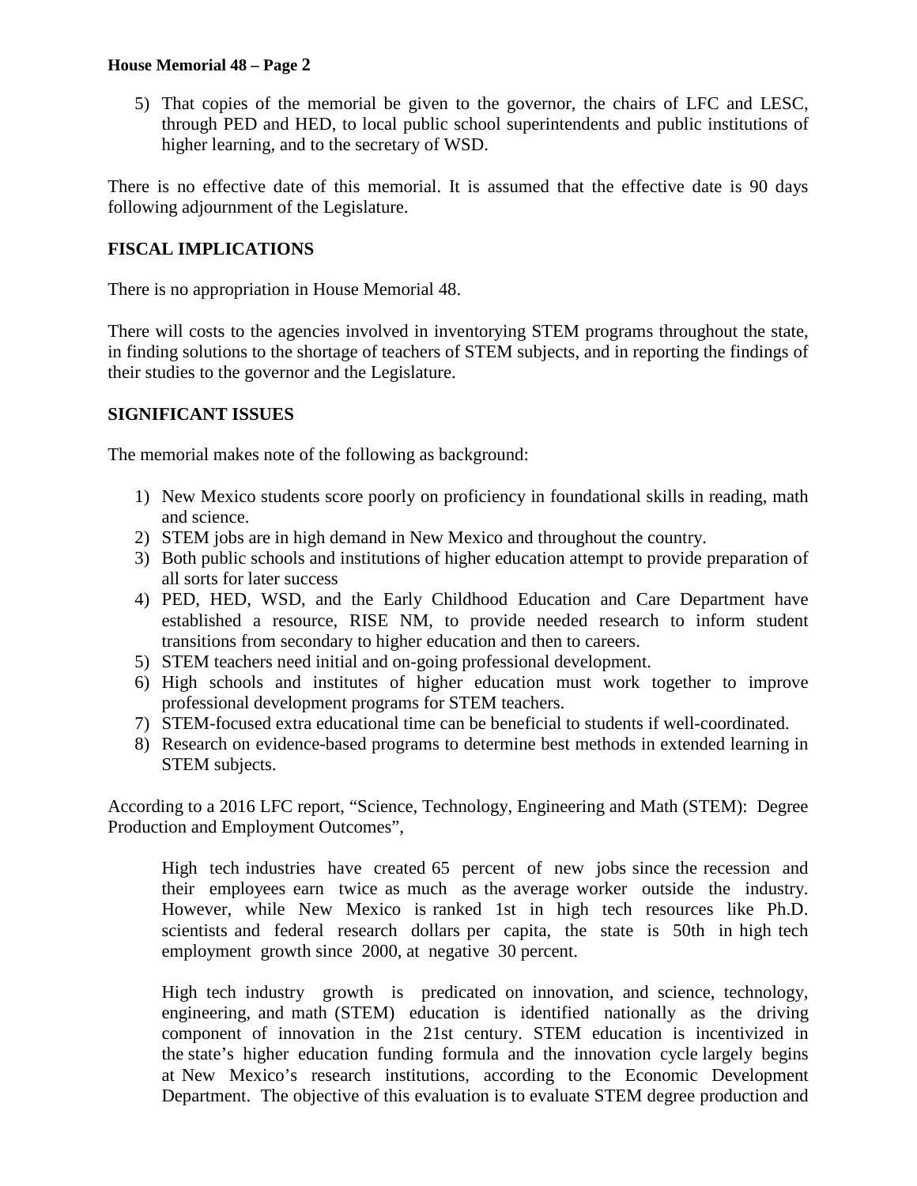5) That copies of the memorial be given to the governor, the chairs of LFC and LESC, through PED and HED, to local public school superintendents and public institutions of higher learning, and to the secretary of WSD.

There is no effective date of this memorial. It is assumed that the effective date is 90 days following adjournment of the Legislature.

**FISCAL IMPLICATIONS**

There is no appropriation in House Memorial 48.

There will costs to the agencies involved in inventorying STEM programs throughout the state, in finding solutions to the shortage of teachers of STEM subjects, and in reporting the findings of their studies to the governor and the Legislature.

**SIGNIFICANT ISSUES**

The memorial makes note of the following as background:

1) New Mexico students score poorly on proficiency in foundational skills in reading, math and science.
2) STEM jobs are in high demand in New Mexico and throughout the country.
3) Both public schools and institutions of higher education attempt to provide preparation of all sorts for later success
4) PED, HED, WSD, and the Early Childhood Education and Care Department have established a resource, RISE NM, to provide needed research to inform student transitions from secondary to higher education and then to careers.
5) STEM teachers need initial and on-going professional development.
6) High schools and institutes of higher education must work together to improve professional development programs for STEM teachers.
7) STEM-focused extra educational time can be beneficial to students if well-coordinated.
8) Research on evidence-based programs to determine best methods in extended learning in STEM subjects.

According to a 2016 LFC report, "Science, Technology, Engineering and Math (STEM): Degree Production and Employment Outcomes",

> High tech industries have created 65 percent of new jobs since the recession and their employees earn twice as much as the average worker outside the industry. However, while New Mexico is ranked 1st in high tech resources like Ph.D. scientists and federal research dollars per capita, the state is 50th in high tech employment growth since 2000, at negative 30 percent.
>
> High tech industry growth is predicated on innovation, and science, technology, engineering, and math (STEM) education is identified nationally as the driving component of innovation in the 21st century. STEM education is incentivized in the state's higher education funding formula and the innovation cycle largely begins at New Mexico's research institutions, according to the Economic Development Department. The objective of this evaluation is to evaluate STEM degree production and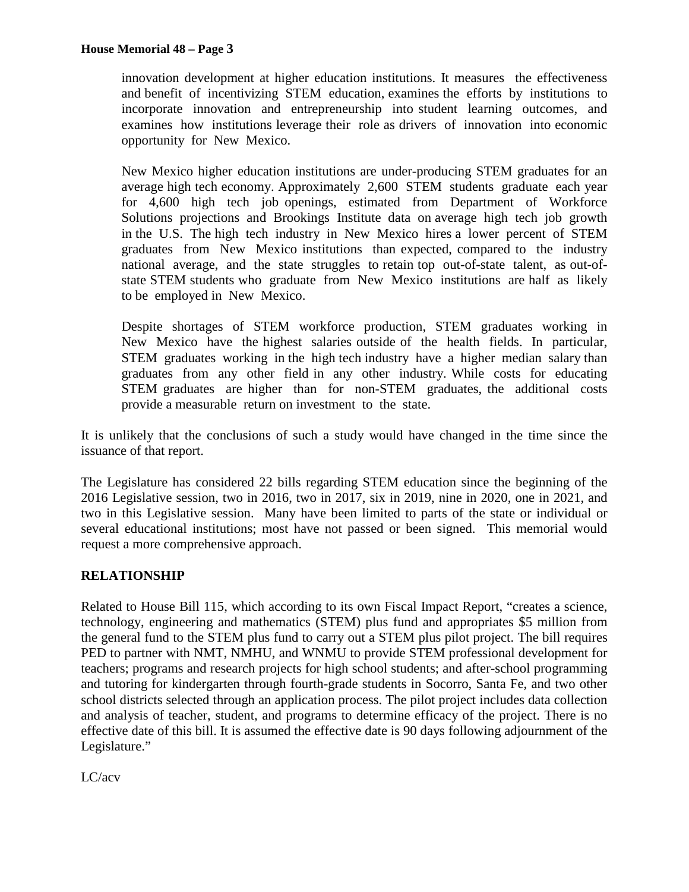innovation development at higher education institutions. It measures the effectiveness and benefit of incentivizing STEM education, examines the efforts by institutions to incorporate innovation and entrepreneurship into student learning outcomes, and examines how institutions leverage their role as drivers of innovation into economic opportunity for New Mexico.

> New Mexico higher education institutions are under-producing STEM graduates for an average high tech economy. Approximately 2,600 STEM students graduate each year for 4,600 high tech job openings, estimated from Department of Workforce Solutions projections and Brookings Institute data on average high tech job growth in the U.S. The high tech industry in New Mexico hires a lower percent of STEM graduates from New Mexico institutions than expected, compared to the industry national average, and the state struggles to retain top out-of-state talent, as out-of-state STEM students who graduate from New Mexico institutions are half as likely to be employed in New Mexico.
>
> Despite shortages of STEM workforce production, STEM graduates working in New Mexico have the highest salaries outside of the health fields. In particular, STEM graduates working in the high tech industry have a higher median salary than graduates from any other field in any other industry. While costs for educating STEM graduates are higher than for non-STEM graduates, the additional costs provide a measurable return on investment to the state.

It is unlikely that the conclusions of such a study would have changed in the time since the issuance of that report.

The Legislature has considered 22 bills regarding STEM education since the beginning of the 2016 Legislative session, two in 2016, two in 2017, six in 2019, nine in 2020, one in 2021, and two in this Legislative session. Many have been limited to parts of the state or individual or several educational institutions; most have not passed or been signed. This memorial would request a more comprehensive approach.

## RELATIONSHIP

Related to House Bill 115, which according to its own Fiscal Impact Report, "creates a science, technology, engineering and mathematics (STEM) plus fund and appropriates $5 million from the general fund to the STEM plus fund to carry out a STEM plus pilot project. The bill requires PED to partner with NMT, NMHU, and WNMU to provide STEM professional development for teachers; programs and research projects for high school students; and after-school programming and tutoring for kindergarten through fourth-grade students in Socorro, Santa Fe, and two other school districts selected through an application process. The pilot project includes data collection and analysis of teacher, student, and programs to determine efficacy of the project. There is no effective date of this bill. It is assumed the effective date is 90 days following adjournment of the Legislature."

LC/acv